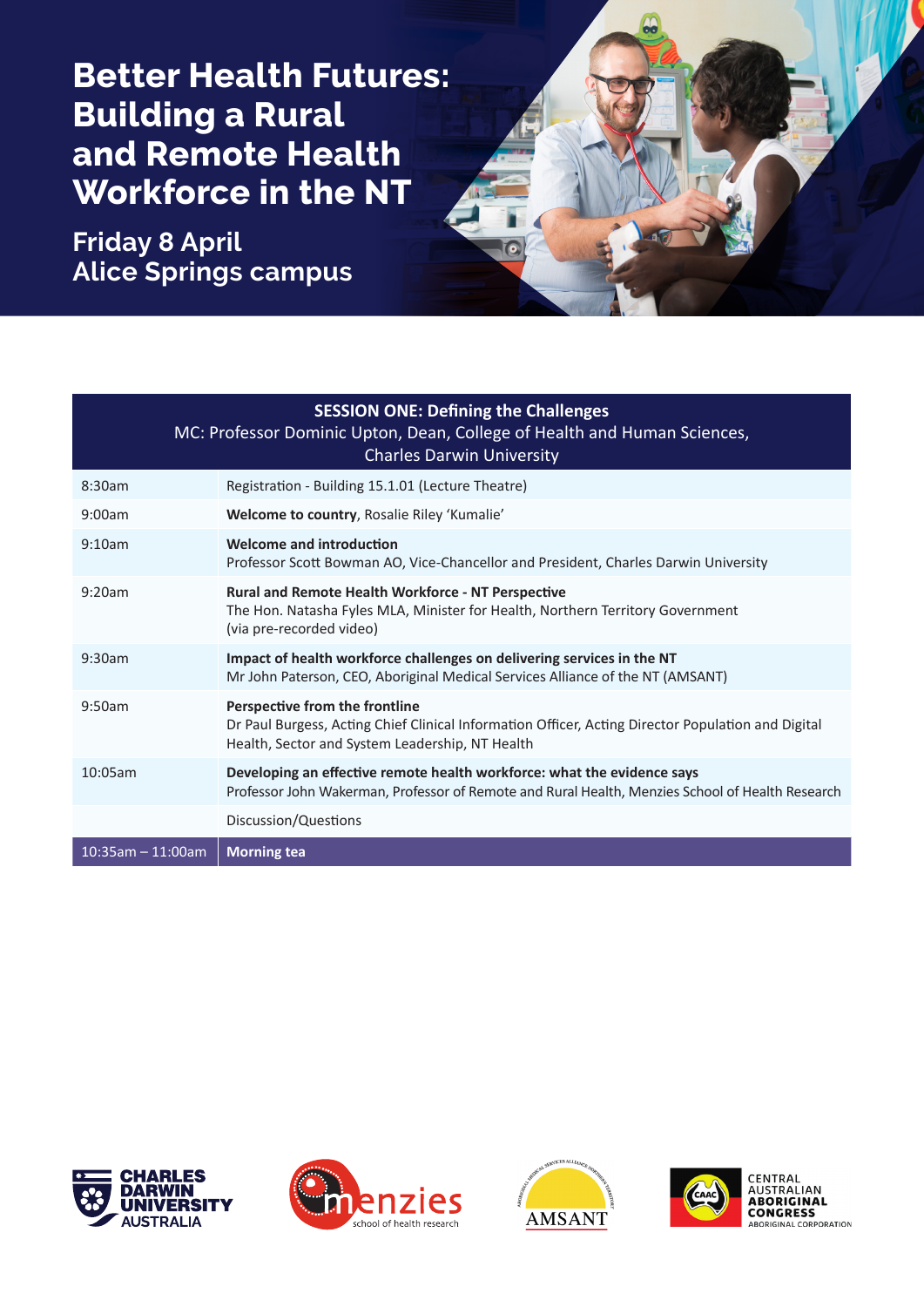# Better Health Futures: Building a Rural and Remote Health Workforce in the NT

## Friday 8 April
## Alice Springs campus

| **SESSION ONE: Defining the Challenges**<br>MC: Professor Dominic Upton, Dean, College of Health and Human Sciences, Charles Darwin University | |
|---|---|
| 8:30am | Registration - Building 15.1.01 (Lecture Theatre) |
| 9:00am | **Welcome to country**, Rosalie Riley 'Kumalie' |
| 9:10am | **Welcome and introduction**<br>Professor Scott Bowman AO, Vice-Chancellor and President, Charles Darwin University |
| 9:20am | **Rural and Remote Health Workforce - NT Perspective**<br>The Hon. Natasha Fyles MLA, Minister for Health, Northern Territory Government (via pre-recorded video) |
| 9:30am | **Impact of health workforce challenges on delivering services in the NT**<br>Mr John Paterson, CEO, Aboriginal Medical Services Alliance of the NT (AMSANT) |
| 9:50am | **Perspective from the frontline**<br>Dr Paul Burgess, Acting Chief Clinical Information Officer, Acting Director Population and Digital Health, Sector and System Leadership, NT Health |
| 10:05am | **Developing an effective remote health workforce: what the evidence says**<br>Professor John Wakerman, Professor of Remote and Rural Health, Menzies School of Health Research |
| | Discussion/Questions |
| 10:35am – 11:00am | **Morning tea** |

CHARLES DARWIN UNIVERSITY AUSTRALIA

menzies school of health research

AMSANT

CENTRAL AUSTRALIAN ABORIGINAL CONGRESS ABORIGINAL CORPORATION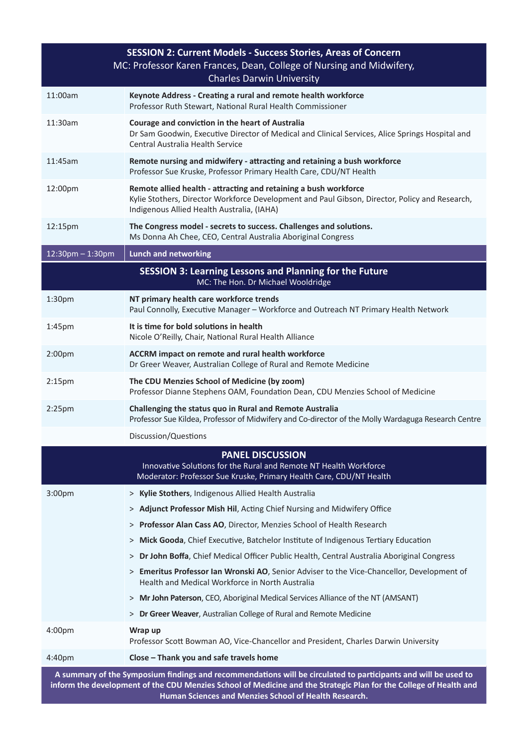## SESSION 2: Current Models - Success Stories, Areas of Concern

MC: Professor Karen Frances, Dean, College of Nursing and Midwifery, Charles Darwin University

| | |
|---|---|
| 11:00am | **Keynote Address - Creating a rural and remote health workforce**<br>Professor Ruth Stewart, National Rural Health Commissioner |
| 11:30am | **Courage and conviction in the heart of Australia**<br>Dr Sam Goodwin, Executive Director of Medical and Clinical Services, Alice Springs Hospital and Central Australia Health Service |
| 11:45am | **Remote nursing and midwifery - attracting and retaining a bush workforce**<br>Professor Sue Kruske, Professor Primary Health Care, CDU/NT Health |
| 12:00pm | **Remote allied health - attracting and retaining a bush workforce**<br>Kylie Stothers, Director Workforce Development and Paul Gibson, Director, Policy and Research, Indigenous Allied Health Australia, (IAHA) |
| 12:15pm | **The Congress model - secrets to success. Challenges and solutions.**<br>Ms Donna Ah Chee, CEO, Central Australia Aboriginal Congress |
| 12:30pm – 1:30pm | **Lunch and networking** |

## SESSION 3: Learning Lessons and Planning for the Future

MC: The Hon. Dr Michael Wooldridge

| | |
|---|---|
| 1:30pm | **NT primary health care workforce trends**<br>Paul Connolly, Executive Manager – Workforce and Outreach NT Primary Health Network |
| 1:45pm | **It is time for bold solutions in health**<br>Nicole O'Reilly, Chair, National Rural Health Alliance |
| 2:00pm | **ACCRM impact on remote and rural health workforce**<br>Dr Greer Weaver, Australian College of Rural and Remote Medicine |
| 2:15pm | **The CDU Menzies School of Medicine (by zoom)**<br>Professor Dianne Stephens OAM, Foundation Dean, CDU Menzies School of Medicine |
| 2:25pm | **Challenging the status quo in Rural and Remote Australia**<br>Professor Sue Kildea, Professor of Midwifery and Co-director of the Molly Wardaguga Research Centre |
| | Discussion/Questions |

## PANEL DISCUSSION

Innovative Solutions for the Rural and Remote NT Health Workforce
Moderator: Professor Sue Kruske, Primary Health Care, CDU/NT Health

| | |
|---|---|
| 3:00pm | > **Kylie Stothers**, Indigenous Allied Health Australia<br>> **Adjunct Professor Mish Hil**, Acting Chief Nursing and Midwifery Office<br>> **Professor Alan Cass AO**, Director, Menzies School of Health Research<br>> **Mick Gooda**, Chief Executive, Batchelor Institute of Indigenous Tertiary Education<br>> **Dr John Boffa**, Chief Medical Officer Public Health, Central Australia Aboriginal Congress<br>> **Emeritus Professor Ian Wronski AO**, Senior Adviser to the Vice-Chancellor, Development of Health and Medical Workforce in North Australia<br>> **Mr John Paterson**, CEO, Aboriginal Medical Services Alliance of the NT (AMSANT)<br>> **Dr Greer Weaver**, Australian College of Rural and Remote Medicine |
| 4:00pm | **Wrap up**<br>Professor Scott Bowman AO, Vice-Chancellor and President, Charles Darwin University |
| 4:40pm | **Close – Thank you and safe travels home** |

**A summary of the Symposium findings and recommendations will be circulated to participants and will be used to inform the development of the CDU Menzies School of Medicine and the Strategic Plan for the College of Health and Human Sciences and Menzies School of Health Research.**